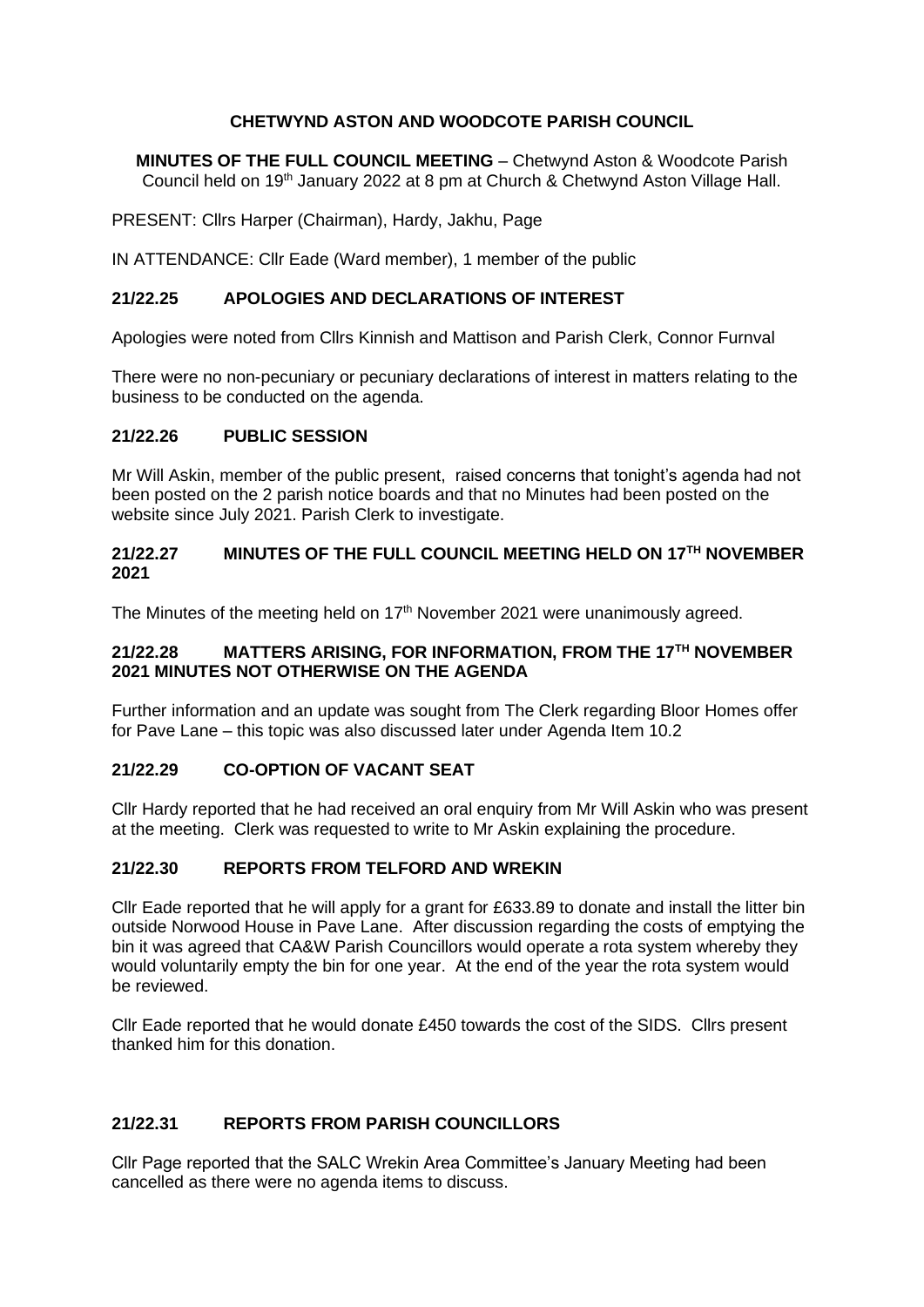**CHETWYND ASTON AND WOODCOTE PARISH COUNCIL**

**MINUTES OF THE FULL COUNCIL MEETING** – Chetwynd Aston & Woodcote Parish Council held on 19th January 2022 at 8 pm at Church & Chetwynd Aston Village Hall.

PRESENT: Cllrs Harper (Chairman), Hardy, Jakhu, Page

IN ATTENDANCE: Cllr Eade (Ward member), 1 member of the public

## 21/22.25 APOLOGIES AND DECLARATIONS OF INTEREST

Apologies were noted from Cllrs Kinnish and Mattison and Parish Clerk, Connor Furnval

There were no non-pecuniary or pecuniary declarations of interest in matters relating to the business to be conducted on the agenda.

## 21/22.26 PUBLIC SESSION

Mr Will Askin, member of the public present, raised concerns that tonight's agenda had not been posted on the 2 parish notice boards and that no Minutes had been posted on the website since July 2021. Parish Clerk to investigate.

## 21/22.27 MINUTES OF THE FULL COUNCIL MEETING HELD ON 17TH NOVEMBER 2021

The Minutes of the meeting held on 17th November 2021 were unanimously agreed.

## 21/22.28 MATTERS ARISING, FOR INFORMATION, FROM THE 17TH NOVEMBER 2021 MINUTES NOT OTHERWISE ON THE AGENDA

Further information and an update was sought from The Clerk regarding Bloor Homes offer for Pave Lane – this topic was also discussed later under Agenda Item 10.2

## 21/22.29 CO-OPTION OF VACANT SEAT

Cllr Hardy reported that he had received an oral enquiry from Mr Will Askin who was present at the meeting. Clerk was requested to write to Mr Askin explaining the procedure.

## 21/22.30 REPORTS FROM TELFORD AND WREKIN

Cllr Eade reported that he will apply for a grant for £633.89 to donate and install the litter bin outside Norwood House in Pave Lane. After discussion regarding the costs of emptying the bin it was agreed that CA&W Parish Councillors would operate a rota system whereby they would voluntarily empty the bin for one year. At the end of the year the rota system would be reviewed.

Cllr Eade reported that he would donate £450 towards the cost of the SIDS. Cllrs present thanked him for this donation.

## 21/22.31 REPORTS FROM PARISH COUNCILLORS

Cllr Page reported that the SALC Wrekin Area Committee's January Meeting had been cancelled as there were no agenda items to discuss.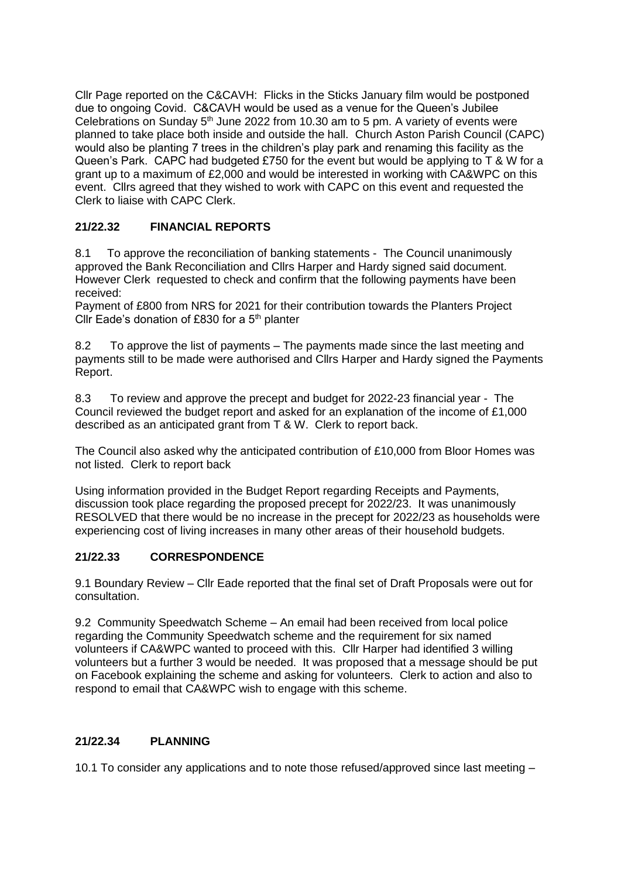Cllr Page reported on the C&CAVH: Flicks in the Sticks January film would be postponed due to ongoing Covid. C&CAVH would be used as a venue for the Queen's Jubilee Celebrations on Sunday 5th June 2022 from 10.30 am to 5 pm. A variety of events were planned to take place both inside and outside the hall. Church Aston Parish Council (CAPC) would also be planting 7 trees in the children's play park and renaming this facility as the Queen's Park. CAPC had budgeted £750 for the event but would be applying to T & W for a grant up to a maximum of £2,000 and would be interested in working with CA&WPC on this event. Cllrs agreed that they wished to work with CAPC on this event and requested the Clerk to liaise with CAPC Clerk.

## 21/22.32 FINANCIAL REPORTS

8.1 To approve the reconciliation of banking statements - The Council unanimously approved the Bank Reconciliation and Cllrs Harper and Hardy signed said document. However Clerk requested to check and confirm that the following payments have been received:

Payment of £800 from NRS for 2021 for their contribution towards the Planters Project
Cllr Eade's donation of £830 for a 5th planter

8.2 To approve the list of payments – The payments made since the last meeting and payments still to be made were authorised and Cllrs Harper and Hardy signed the Payments Report.

8.3 To review and approve the precept and budget for 2022-23 financial year - The Council reviewed the budget report and asked for an explanation of the income of £1,000 described as an anticipated grant from T & W. Clerk to report back.

The Council also asked why the anticipated contribution of £10,000 from Bloor Homes was not listed. Clerk to report back

Using information provided in the Budget Report regarding Receipts and Payments, discussion took place regarding the proposed precept for 2022/23. It was unanimously RESOLVED that there would be no increase in the precept for 2022/23 as households were experiencing cost of living increases in many other areas of their household budgets.

## 21/22.33 CORRESPONDENCE

9.1 Boundary Review – Cllr Eade reported that the final set of Draft Proposals were out for consultation.

9.2 Community Speedwatch Scheme – An email had been received from local police regarding the Community Speedwatch scheme and the requirement for six named volunteers if CA&WPC wanted to proceed with this. Cllr Harper had identified 3 willing volunteers but a further 3 would be needed. It was proposed that a message should be put on Facebook explaining the scheme and asking for volunteers. Clerk to action and also to respond to email that CA&WPC wish to engage with this scheme.

## 21/22.34 PLANNING

10.1 To consider any applications and to note those refused/approved since last meeting –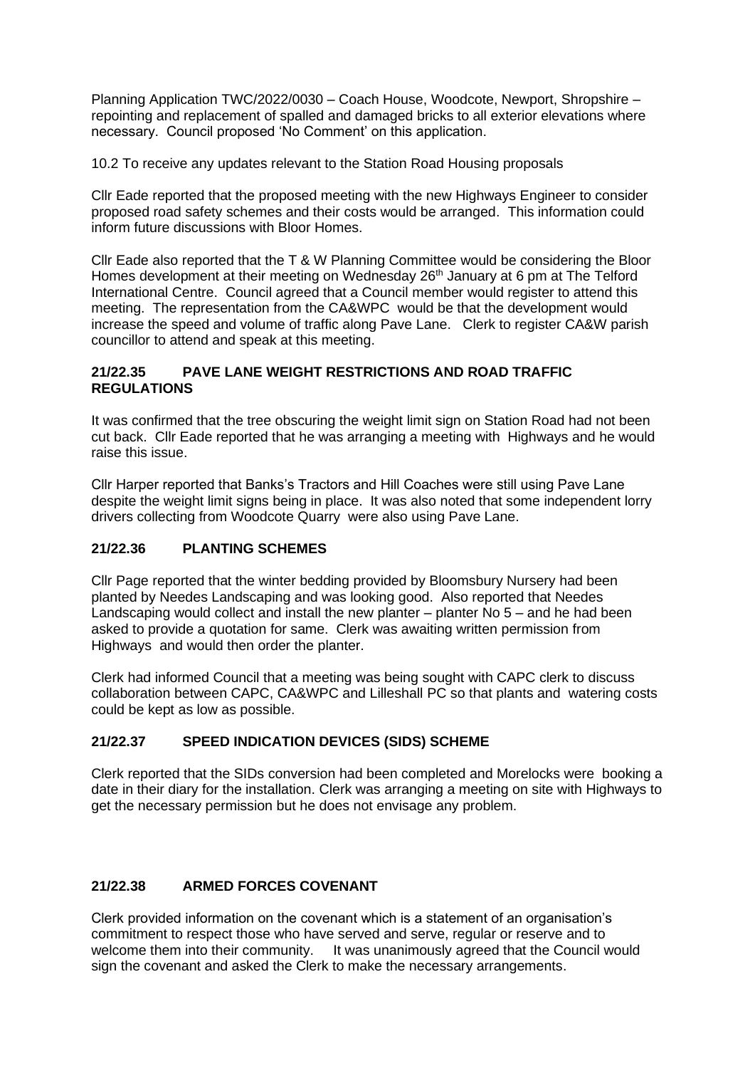Planning Application TWC/2022/0030 – Coach House, Woodcote, Newport, Shropshire – repointing and replacement of spalled and damaged bricks to all exterior elevations where necessary. Council proposed 'No Comment' on this application.

10.2 To receive any updates relevant to the Station Road Housing proposals

Cllr Eade reported that the proposed meeting with the new Highways Engineer to consider proposed road safety schemes and their costs would be arranged. This information could inform future discussions with Bloor Homes.

Cllr Eade also reported that the T & W Planning Committee would be considering the Bloor Homes development at their meeting on Wednesday 26th January at 6 pm at The Telford International Centre. Council agreed that a Council member would register to attend this meeting. The representation from the CA&WPC would be that the development would increase the speed and volume of traffic along Pave Lane. Clerk to register CA&W parish councillor to attend and speak at this meeting.

**21/22.35 PAVE LANE WEIGHT RESTRICTIONS AND ROAD TRAFFIC REGULATIONS**

It was confirmed that the tree obscuring the weight limit sign on Station Road had not been cut back. Cllr Eade reported that he was arranging a meeting with Highways and he would raise this issue.

Cllr Harper reported that Banks's Tractors and Hill Coaches were still using Pave Lane despite the weight limit signs being in place. It was also noted that some independent lorry drivers collecting from Woodcote Quarry were also using Pave Lane.

**21/22.36 PLANTING SCHEMES**

Cllr Page reported that the winter bedding provided by Bloomsbury Nursery had been planted by Needes Landscaping and was looking good. Also reported that Needes Landscaping would collect and install the new planter – planter No 5 – and he had been asked to provide a quotation for same. Clerk was awaiting written permission from Highways and would then order the planter.

Clerk had informed Council that a meeting was being sought with CAPC clerk to discuss collaboration between CAPC, CA&WPC and Lilleshall PC so that plants and watering costs could be kept as low as possible.

**21/22.37 SPEED INDICATION DEVICES (SIDS) SCHEME**

Clerk reported that the SIDs conversion had been completed and Morelocks were booking a date in their diary for the installation. Clerk was arranging a meeting on site with Highways to get the necessary permission but he does not envisage any problem.

**21/22.38 ARMED FORCES COVENANT**

Clerk provided information on the covenant which is a statement of an organisation's commitment to respect those who have served and serve, regular or reserve and to welcome them into their community. It was unanimously agreed that the Council would sign the covenant and asked the Clerk to make the necessary arrangements.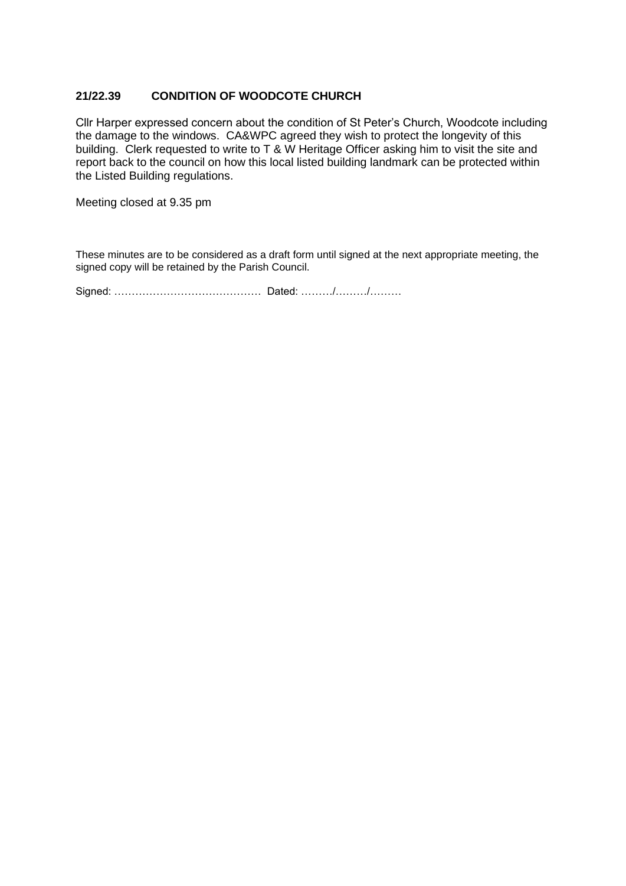### 21/22.39 CONDITION OF WOODCOTE CHURCH

Cllr Harper expressed concern about the condition of St Peter's Church, Woodcote including the damage to the windows. CA&WPC agreed they wish to protect the longevity of this building. Clerk requested to write to T & W Heritage Officer asking him to visit the site and report back to the council on how this local listed building landmark can be protected within the Listed Building regulations.

Meeting closed at 9.35 pm

These minutes are to be considered as a draft form until signed at the next appropriate meeting, the signed copy will be retained by the Parish Council.

Signed: …………………………………… Dated: ………/………/………